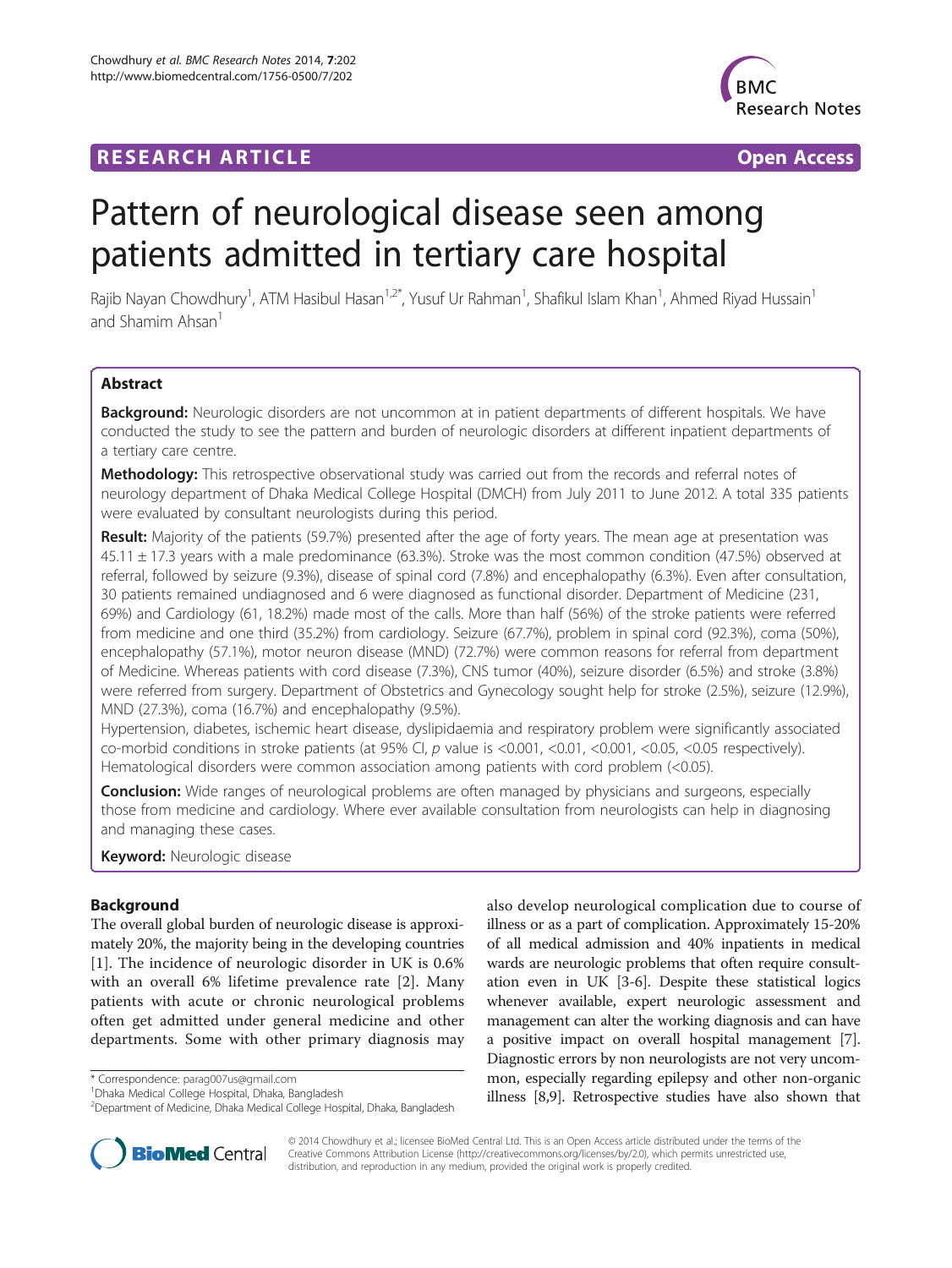RESEARCH ARTICLE Open Access

# Pattern of neurological disease seen among patients admitted in tertiary care hospital

Rajib Nayan Chowdhury[1], ATM Hasibul Hasan[1,2*], Yusuf Ur Rahman[1], Shafikul Islam Khan[1], Ahmed Riyad Hussain[1] and Shamim Ahsan[1]

## Abstract

**Background:** Neurologic disorders are not uncommon at in patient departments of different hospitals. We have conducted the study to see the pattern and burden of neurologic disorders at different inpatient departments of a tertiary care centre.

**Methodology:** This retrospective observational study was carried out from the records and referral notes of neurology department of Dhaka Medical College Hospital (DMCH) from July 2011 to June 2012. A total 335 patients were evaluated by consultant neurologists during this period.

**Result:** Majority of the patients (59.7%) presented after the age of forty years. The mean age at presentation was 45.11 ± 17.3 years with a male predominance (63.3%). Stroke was the most common condition (47.5%) observed at referral, followed by seizure (9.3%), disease of spinal cord (7.8%) and encephalopathy (6.3%). Even after consultation, 30 patients remained undiagnosed and 6 were diagnosed as functional disorder. Department of Medicine (231, 69%) and Cardiology (61, 18.2%) made most of the calls. More than half (56%) of the stroke patients were referred from medicine and one third (35.2%) from cardiology. Seizure (67.7%), problem in spinal cord (92.3%), coma (50%), encephalopathy (57.1%), motor neuron disease (MND) (72.7%) were common reasons for referral from department of Medicine. Whereas patients with cord disease (7.3%), CNS tumor (40%), seizure disorder (6.5%) and stroke (3.8%) were referred from surgery. Department of Obstetrics and Gynecology sought help for stroke (2.5%), seizure (12.9%), MND (27.3%), coma (16.7%) and encephalopathy (9.5%).

Hypertension, diabetes, ischemic heart disease, dyslipidaemia and respiratory problem were significantly associated co-morbid conditions in stroke patients (at 95% CI, *p* value is <0.001, <0.01, <0.001, <0.05, <0.05 respectively). Hematological disorders were common association among patients with cord problem (<0.05).

**Conclusion:** Wide ranges of neurological problems are often managed by physicians and surgeons, especially those from medicine and cardiology. Where ever available consultation from neurologists can help in diagnosing and managing these cases.

**Keyword:** Neurologic disease

## Background

The overall global burden of neurologic disease is approximately 20%, the majority being in the developing countries [1]. The incidence of neurologic disorder in UK is 0.6% with an overall 6% lifetime prevalence rate [2]. Many patients with acute or chronic neurological problems often get admitted under general medicine and other departments. Some with other primary diagnosis may also develop neurological complication due to course of illness or as a part of complication. Approximately 15-20% of all medical admission and 40% inpatients in medical wards are neurologic problems that often require consultation even in UK [3-6]. Despite these statistical logics whenever available, expert neurologic assessment and management can alter the working diagnosis and can have a positive impact on overall hospital management [7]. Diagnostic errors by non neurologists are not very uncommon, especially regarding epilepsy and other non-organic illness [8,9]. Retrospective studies have also shown that

* Correspondence: parag007us@gmail.com
[1]Dhaka Medical College Hospital, Dhaka, Bangladesh
[2]Department of Medicine, Dhaka Medical College Hospital, Dhaka, Bangladesh

© 2014 Chowdhury et al.; licensee BioMed Central Ltd. This is an Open Access article distributed under the terms of the Creative Commons Attribution License (http://creativecommons.org/licenses/by/2.0), which permits unrestricted use, distribution, and reproduction in any medium, provided the original work is properly credited.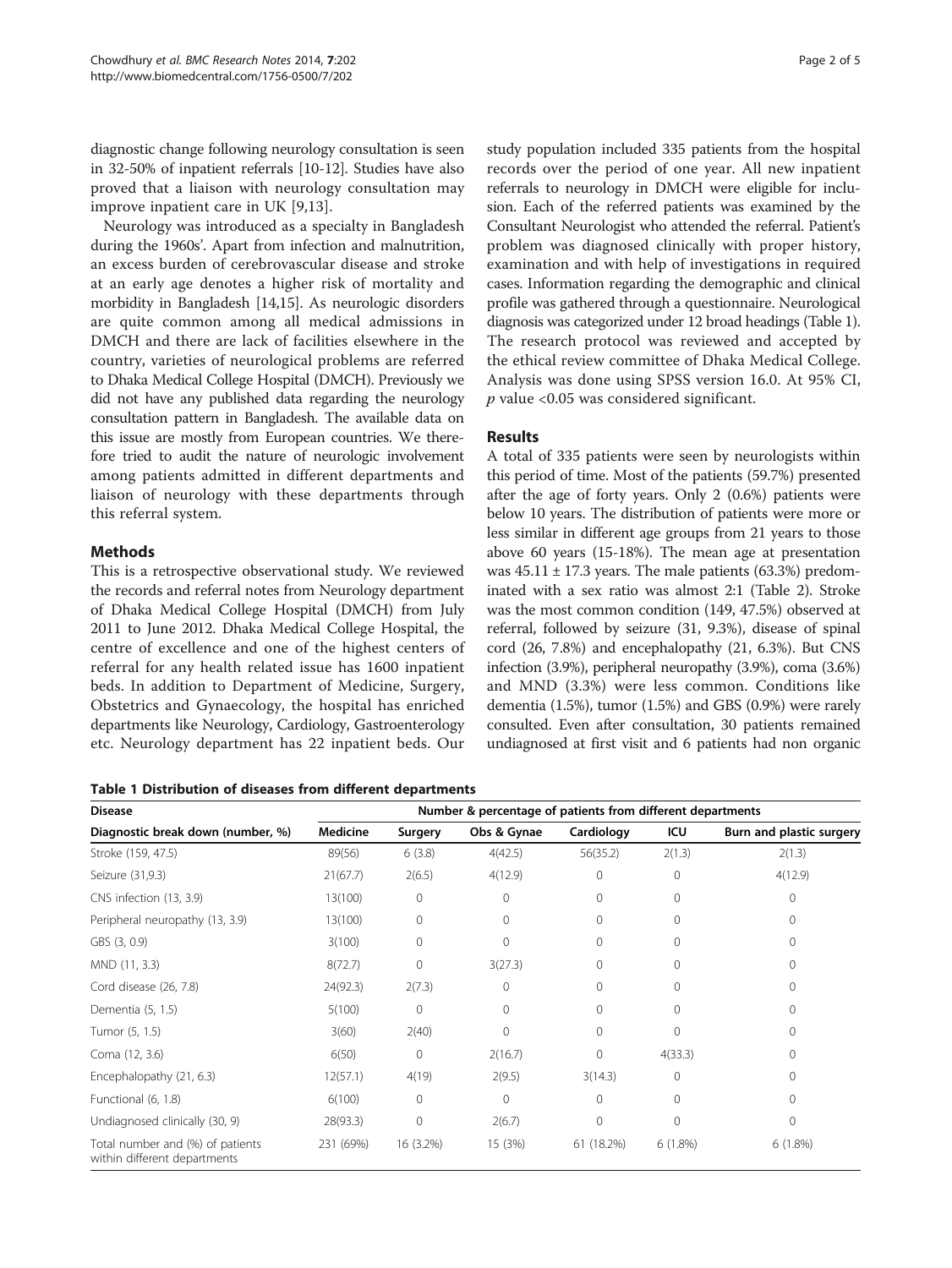diagnostic change following neurology consultation is seen in 32-50% of inpatient referrals [10-12]. Studies have also proved that a liaison with neurology consultation may improve inpatient care in UK [9,13].

Neurology was introduced as a specialty in Bangladesh during the 1960s'. Apart from infection and malnutrition, an excess burden of cerebrovascular disease and stroke at an early age denotes a higher risk of mortality and morbidity in Bangladesh [14,15]. As neurologic disorders are quite common among all medical admissions in DMCH and there are lack of facilities elsewhere in the country, varieties of neurological problems are referred to Dhaka Medical College Hospital (DMCH). Previously we did not have any published data regarding the neurology consultation pattern in Bangladesh. The available data on this issue are mostly from European countries. We therefore tried to audit the nature of neurologic involvement among patients admitted in different departments and liaison of neurology with these departments through this referral system.

## Methods

This is a retrospective observational study. We reviewed the records and referral notes from Neurology department of Dhaka Medical College Hospital (DMCH) from July 2011 to June 2012. Dhaka Medical College Hospital, the centre of excellence and one of the highest centers of referral for any health related issue has 1600 inpatient beds. In addition to Department of Medicine, Surgery, Obstetrics and Gynaecology, the hospital has enriched departments like Neurology, Cardiology, Gastroenterology etc. Neurology department has 22 inpatient beds. Our study population included 335 patients from the hospital records over the period of one year. All new inpatient referrals to neurology in DMCH were eligible for inclusion. Each of the referred patients was examined by the Consultant Neurologist who attended the referral. Patient's problem was diagnosed clinically with proper history, examination and with help of investigations in required cases. Information regarding the demographic and clinical profile was gathered through a questionnaire. Neurological diagnosis was categorized under 12 broad headings (Table 1). The research protocol was reviewed and accepted by the ethical review committee of Dhaka Medical College. Analysis was done using SPSS version 16.0. At 95% CI, $p$ value <0.05 was considered significant.

## Results

A total of 335 patients were seen by neurologists within this period of time. Most of the patients (59.7%) presented after the age of forty years. Only 2 (0.6%) patients were below 10 years. The distribution of patients were more or less similar in different age groups from 21 years to those above 60 years (15-18%). The mean age at presentation was $45.11 \pm 17.3$ years. The male patients (63.3%) predominated with a sex ratio was almost 2:1 (Table 2). Stroke was the most common condition (149, 47.5%) observed at referral, followed by seizure (31, 9.3%), disease of spinal cord (26, 7.8%) and encephalopathy (21, 6.3%). But CNS infection (3.9%), peripheral neuropathy (3.9%), coma (3.6%) and MND (3.3%) were less common. Conditions like dementia (1.5%), tumor (1.5%) and GBS (0.9%) were rarely consulted. Even after consultation, 30 patients remained undiagnosed at first visit and 6 patients had non organic

**Table 1 Distribution of diseases from different departments**

| Disease | Number & percentage of patients from different departments | | | | | |
|---|---|---|---|---|---|---|
| Diagnostic break down (number, %) | Medicine | Surgery | Obs & Gynae | Cardiology | ICU | Burn and plastic surgery |
| Stroke (159, 47.5) | 89(56) | 6 (3.8) | 4(42.5) | 56(35.2) | 2(1.3) | 2(1.3) |
| Seizure (31,9.3) | 21(67.7) | 2(6.5) | 4(12.9) | 0 | 0 | 4(12.9) |
| CNS infection (13, 3.9) | 13(100) | 0 | 0 | 0 | 0 | 0 |
| Peripheral neuropathy (13, 3.9) | 13(100) | 0 | 0 | 0 | 0 | 0 |
| GBS (3, 0.9) | 3(100) | 0 | 0 | 0 | 0 | 0 |
| MND (11, 3.3) | 8(72.7) | 0 | 3(27.3) | 0 | 0 | 0 |
| Cord disease (26, 7.8) | 24(92.3) | 2(7.3) | 0 | 0 | 0 | 0 |
| Dementia (5, 1.5) | 5(100) | 0 | 0 | 0 | 0 | 0 |
| Tumor (5, 1.5) | 3(60) | 2(40) | 0 | 0 | 0 | 0 |
| Coma (12, 3.6) | 6(50) | 0 | 2(16.7) | 0 | 4(33.3) | 0 |
| Encephalopathy (21, 6.3) | 12(57.1) | 4(19) | 2(9.5) | 3(14.3) | 0 | 0 |
| Functional (6, 1.8) | 6(100) | 0 | 0 | 0 | 0 | 0 |
| Undiagnosed clinically (30, 9) | 28(93.3) | 0 | 2(6.7) | 0 | 0 | 0 |
| Total number and (%) of patients within different departments | 231 (69%) | 16 (3.2%) | 15 (3%) | 61 (18.2%) | 6 (1.8%) | 6 (1.8%) |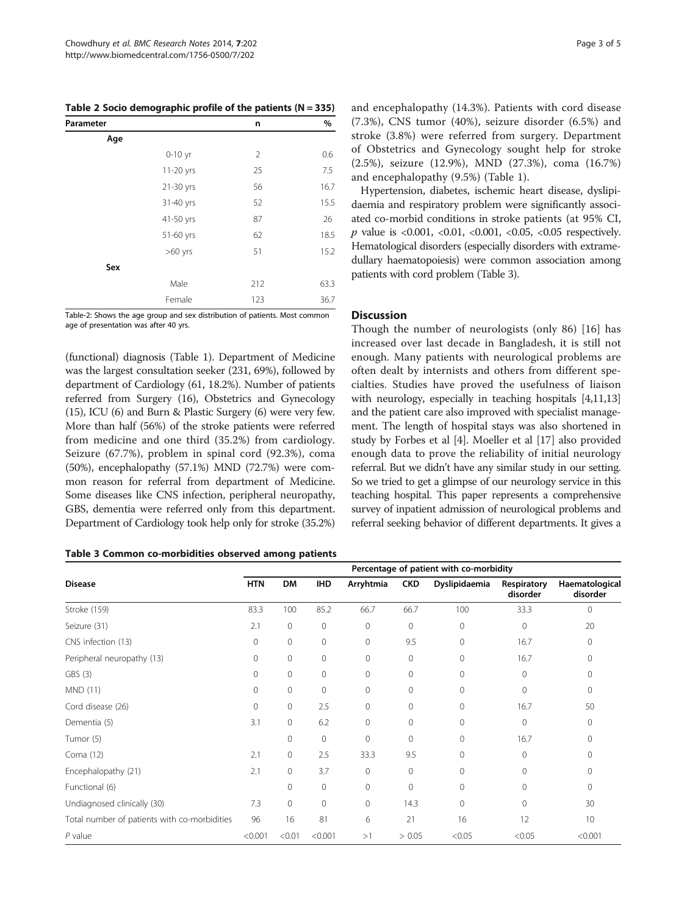**Table 2 Socio demographic profile of the patients (N = 335)**

| Parameter | | n | % |
|---|---|---|---|
| Age | | | |
| | 0-10 yr | 2 | 0.6 |
| | 11-20 yrs | 25 | 7.5 |
| | 21-30 yrs | 56 | 16.7 |
| | 31-40 yrs | 52 | 15.5 |
| | 41-50 yrs | 87 | 26 |
| | 51-60 yrs | 62 | 18.5 |
| | >60 yrs | 51 | 15.2 |
| Sex | | | |
| | Male | 212 | 63.3 |
| | Female | 123 | 36.7 |

Table-2: Shows the age group and sex distribution of patients. Most common age of presentation was after 40 yrs.

(functional) diagnosis (Table 1). Department of Medicine was the largest consultation seeker (231, 69%), followed by department of Cardiology (61, 18.2%). Number of patients referred from Surgery (16), Obstetrics and Gynecology (15), ICU (6) and Burn & Plastic Surgery (6) were very few. More than half (56%) of the stroke patients were referred from medicine and one third (35.2%) from cardiology. Seizure (67.7%), problem in spinal cord (92.3%), coma (50%), encephalopathy (57.1%) MND (72.7%) were common reason for referral from department of Medicine. Some diseases like CNS infection, peripheral neuropathy, GBS, dementia were referred only from this department. Department of Cardiology took help only for stroke (35.2%) and encephalopathy (14.3%). Patients with cord disease (7.3%), CNS tumor (40%), seizure disorder (6.5%) and stroke (3.8%) were referred from surgery. Department of Obstetrics and Gynecology sought help for stroke (2.5%), seizure (12.9%), MND (27.3%), coma (16.7%) and encephalopathy (9.5%) (Table 1).

Hypertension, diabetes, ischemic heart disease, dyslipidaemia and respiratory problem were significantly associated co-morbid conditions in stroke patients (at 95% CI, $p$ value is <0.001, <0.01, <0.001, <0.05, <0.05 respectively. Hematological disorders (especially disorders with extramedullary haematopoiesis) were common association among patients with cord problem (Table 3).

## Discussion

Though the number of neurologists (only 86) [16] has increased over last decade in Bangladesh, it is still not enough. Many patients with neurological problems are often dealt by internists and others from different specialties. Studies have proved the usefulness of liaison with neurology, especially in teaching hospitals [4,11,13] and the patient care also improved with specialist management. The length of hospital stays was also shortened in study by Forbes et al [4]. Moeller et al [17] also provided enough data to prove the reliability of initial neurology referral. But we didn't have any similar study in our setting. So we tried to get a glimpse of our neurology service in this teaching hospital. This paper represents a comprehensive survey of inpatient admission of neurological problems and referral seeking behavior of different departments. It gives a

**Table 3 Common co-morbidities observed among patients**

| Disease | Percentage of patient with co-morbidity | | | | | | | |
|---|---|---|---|---|---|---|---|---|
| | HTN | DM | IHD | Arryhtmia | CKD | Dyslipidaemia | Respiratory disorder | Haematological disorder |
| Stroke (159) | 83.3 | 100 | 85.2 | 66.7 | 66.7 | 100 | 33.3 | 0 |
| Seizure (31) | 2.1 | 0 | 0 | 0 | 0 | 0 | 0 | 20 |
| CNS infection (13) | 0 | 0 | 0 | 0 | 9.5 | 0 | 16.7 | 0 |
| Peripheral neuropathy (13) | 0 | 0 | 0 | 0 | 0 | 0 | 16.7 | 0 |
| GBS (3) | 0 | 0 | 0 | 0 | 0 | 0 | 0 | 0 |
| MND (11) | 0 | 0 | 0 | 0 | 0 | 0 | 0 | 0 |
| Cord disease (26) | 0 | 0 | 2.5 | 0 | 0 | 0 | 16.7 | 50 |
| Dementia (5) | 3.1 | 0 | 6.2 | 0 | 0 | 0 | 0 | 0 |
| Tumor (5) | | 0 | 0 | 0 | 0 | 0 | 16.7 | 0 |
| Coma (12) | 2.1 | 0 | 2.5 | 33.3 | 9.5 | 0 | 0 | 0 |
| Encephalopathy (21) | 2.1 | 0 | 3.7 | 0 | 0 | 0 | 0 | 0 |
| Functional (6) | | 0 | 0 | 0 | 0 | 0 | 0 | 0 |
| Undiagnosed clinically (30) | 7.3 | 0 | 0 | 0 | 14.3 | 0 | 0 | 30 |
| Total number of patients with co-morbidities | 96 | 16 | 81 | 6 | 21 | 16 | 12 | 10 |
| $P$ value | <0.001 | <0.01 | <0.001 | >1 | > 0.05 | <0.05 | <0.05 | <0.001 |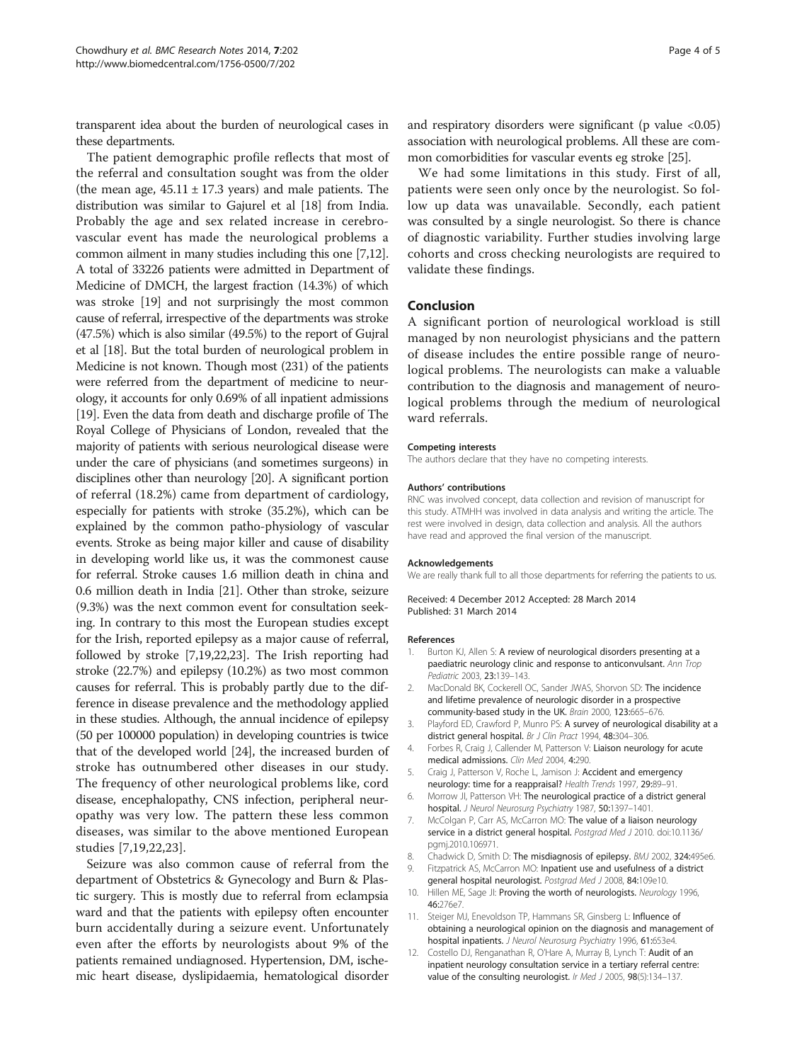transparent idea about the burden of neurological cases in these departments.

The patient demographic profile reflects that most of the referral and consultation sought was from the older (the mean age, $45.11 \pm 17.3$ years) and male patients. The distribution was similar to Gajurel et al [18] from India. Probably the age and sex related increase in cerebrovascular event has made the neurological problems a common ailment in many studies including this one [7,12]. A total of 33226 patients were admitted in Department of Medicine of DMCH, the largest fraction (14.3%) of which was stroke [19] and not surprisingly the most common cause of referral, irrespective of the departments was stroke (47.5%) which is also similar (49.5%) to the report of Gujral et al [18]. But the total burden of neurological problem in Medicine is not known. Though most (231) of the patients were referred from the department of medicine to neurology, it accounts for only 0.69% of all inpatient admissions [19]. Even the data from death and discharge profile of The Royal College of Physicians of London, revealed that the majority of patients with serious neurological disease were under the care of physicians (and sometimes surgeons) in disciplines other than neurology [20]. A significant portion of referral (18.2%) came from department of cardiology, especially for patients with stroke (35.2%), which can be explained by the common patho-physiology of vascular events. Stroke as being major killer and cause of disability in developing world like us, it was the commonest cause for referral. Stroke causes 1.6 million death in china and 0.6 million death in India [21]. Other than stroke, seizure (9.3%) was the next common event for consultation seeking. In contrary to this most the European studies except for the Irish, reported epilepsy as a major cause of referral, followed by stroke [7,19,22,23]. The Irish reporting had stroke (22.7%) and epilepsy (10.2%) as two most common causes for referral. This is probably partly due to the difference in disease prevalence and the methodology applied in these studies. Although, the annual incidence of epilepsy (50 per 100000 population) in developing countries is twice that of the developed world [24], the increased burden of stroke has outnumbered other diseases in our study. The frequency of other neurological problems like, cord disease, encephalopathy, CNS infection, peripheral neuropathy was very low. The pattern these less common diseases, was similar to the above mentioned European studies [7,19,22,23].

Seizure was also common cause of referral from the department of Obstetrics & Gynecology and Burn & Plastic surgery. This is mostly due to referral from eclampsia ward and that the patients with epilepsy often encounter burn accidentally during a seizure event. Unfortunately even after the efforts by neurologists about 9% of the patients remained undiagnosed. Hypertension, DM, ischemic heart disease, dyslipidaemia, hematological disorder and respiratory disorders were significant (p value $<0.05$) association with neurological problems. All these are common comorbidities for vascular events eg stroke [25].

We had some limitations in this study. First of all, patients were seen only once by the neurologist. So follow up data was unavailable. Secondly, each patient was consulted by a single neurologist. So there is chance of diagnostic variability. Further studies involving large cohorts and cross checking neurologists are required to validate these findings.

## Conclusion

A significant portion of neurological workload is still managed by non neurologist physicians and the pattern of disease includes the entire possible range of neurological problems. The neurologists can make a valuable contribution to the diagnosis and management of neurological problems through the medium of neurological ward referrals.

#### Competing interests

The authors declare that they have no competing interests.

#### Authors' contributions

RNC was involved concept, data collection and revision of manuscript for this study. ATMHH was involved in data analysis and writing the article. The rest were involved in design, data collection and analysis. All the authors have read and approved the final version of the manuscript.

#### Acknowledgements

We are really thank full to all those departments for referring the patients to us.

Received: 4 December 2012 Accepted: 28 March 2014
Published: 31 March 2014

#### References

1. Burton KJ, Allen S: **A review of neurological disorders presenting at a paediatric neurology clinic and response to anticonvulsant.** *Ann Trop Pediatric* 2003, **23:**139–143.
2. MacDonald BK, Cockerell OC, Sander JWAS, Shorvon SD: **The incidence and lifetime prevalence of neurologic disorder in a prospective community-based study in the UK.** *Brain* 2000, **123:**665–676.
3. Playford ED, Crawford P, Munro PS: **A survey of neurological disability at a district general hospital.** *Br J Clin Pract* 1994, **48:**304–306.
4. Forbes R, Craig J, Callender M, Patterson V: **Liaison neurology for acute medical admissions.** *Clin Med* 2004, **4:**290.
5. Craig J, Patterson V, Roche L, Jamison J: **Accident and emergency neurology: time for a reappraisal?** *Health Trends* 1997, **29:**89–91.
6. Morrow JI, Patterson VH: **The neurological practice of a district general hospital.** *J Neurol Neurosurg Psychiatry* 1987, **50:**1397–1401.
7. McColgan P, Carr AS, McCarron MO: **The value of a liaison neurology service in a district general hospital.** *Postgrad Med J* 2010. doi:10.1136/pgmj.2010.106971.
8. Chadwick D, Smith D: **The misdiagnosis of epilepsy.** *BMJ* 2002, **324:**495e6.
9. Fitzpatrick AS, McCarron MO: **Inpatient use and usefulness of a district general hospital neurologist.** *Postgrad Med J* 2008, **84:**109e10.
10. Hillen ME, Sage JI: **Proving the worth of neurologists.** *Neurology* 1996, **46:**276e7.
11. Steiger MJ, Enevoldson TP, Hammans SR, Ginsberg L: **Influence of obtaining a neurological opinion on the diagnosis and management of hospital inpatients.** *J Neurol Neurosurg Psychiatry* 1996, **61:**653e4.
12. Costello DJ, Renganathan R, O'Hare A, Murray B, Lynch T: **Audit of an inpatient neurology consultation service in a tertiary referral centre: value of the consulting neurologist.** *Ir Med J* 2005, **98**(5):134–137.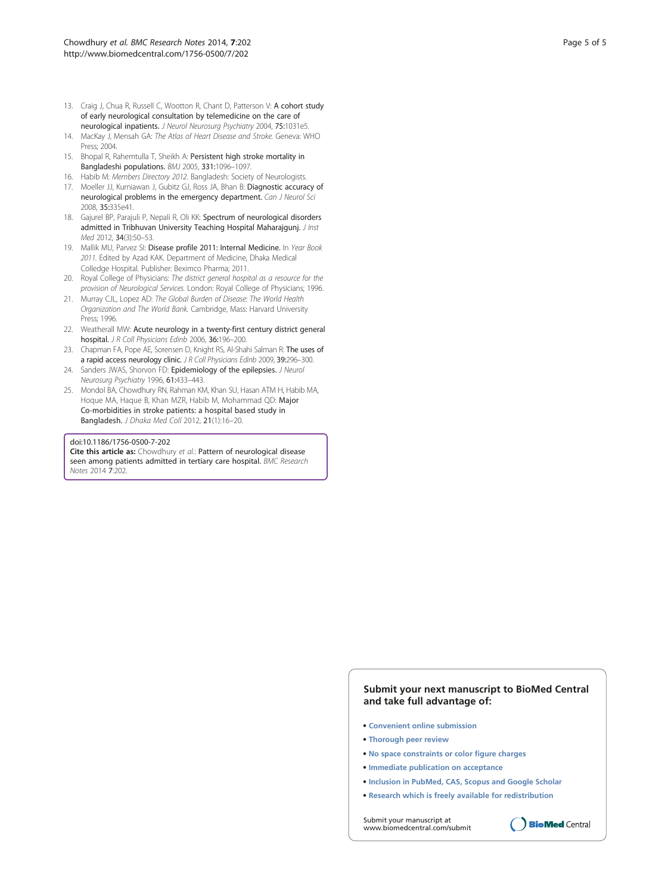13. Craig J, Chua R, Russell C, Wootton R, Chant D, Patterson V: **A cohort study of early neurological consultation by telemedicine on the care of neurological inpatients.** *J Neurol Neurosurg Psychiatry* 2004, **75:**1031e5.
14. MacKay J, Mensah GA: *The Atlas of Heart Disease and Stroke.* Geneva: WHO Press; 2004.
15. Bhopal R, Rahemtulla T, Sheikh A: **Persistent high stroke mortality in Bangladeshi populations.** *BMJ* 2005, **331:**1096–1097.
16. Habib M: *Members Directory 2012.* Bangladesh: Society of Neurologists.
17. Moeller JJ, Kurniawan J, Gubitz GJ, Ross JA, Bhan B: **Diagnostic accuracy of neurological problems in the emergency department.** *Can J Neurol Sci* 2008, **35:**335e41.
18. Gajurel BP, Parajuli P, Nepali R, Oli KK: **Spectrum of neurological disorders admitted in Tribhuvan University Teaching Hospital Maharajgunj.** *J Inst Med* 2012, **34**(3):50–53.
19. Mallik MU, Parvez SI: **Disease profile 2011: Internal Medicine.** In *Year Book 2011.* Edited by Azad KAK. Department of Medicine, Dhaka Medical Colledge Hospital. Publisher: Beximco Pharma; 2011.
20. Royal College of Physicians: *The district general hospital as a resource for the provision of Neurological Services.* London: Royal College of Physicians; 1996.
21. Murray CJL, Lopez AD: *The Global Burden of Disease: The World Health Organization and The World Bank.* Cambridge, Mass: Harvard University Press; 1996.
22. Weatherall MW: **Acute neurology in a twenty-first century district general hospital.** *J R Coll Physicians Edinb* 2006, **36:**196–200.
23. Chapman FA, Pope AE, Sorensen D, Knight RS, Al-Shahi Salman R: **The uses of a rapid access neurology clinic.** *J R Coll Physicians Edinb* 2009, **39:**296–300.
24. Sanders JWAS, Shorvon FD: **Epidemiology of the epilepsies.** *J Neurol Neurosurg Psychiatry* 1996, **61:**433–443.
25. Mondol BA, Chowdhury RN, Rahman KM, Khan SU, Hasan ATM H, Habib MA, Hoque MA, Haque B, Khan MZR, Habib M, Mohammad QD: **Major Co-morbidities in stroke patients: a hospital based study in Bangladesh.** *J Dhaka Med Coll* 2012, **21**(1):16–20.

doi:10.1186/1756-0500-7-202

**Cite this article as:** Chowdhury *et al.*: Pattern of neurological disease seen among patients admitted in tertiary care hospital. *BMC Research Notes* 2014 **7**:202.